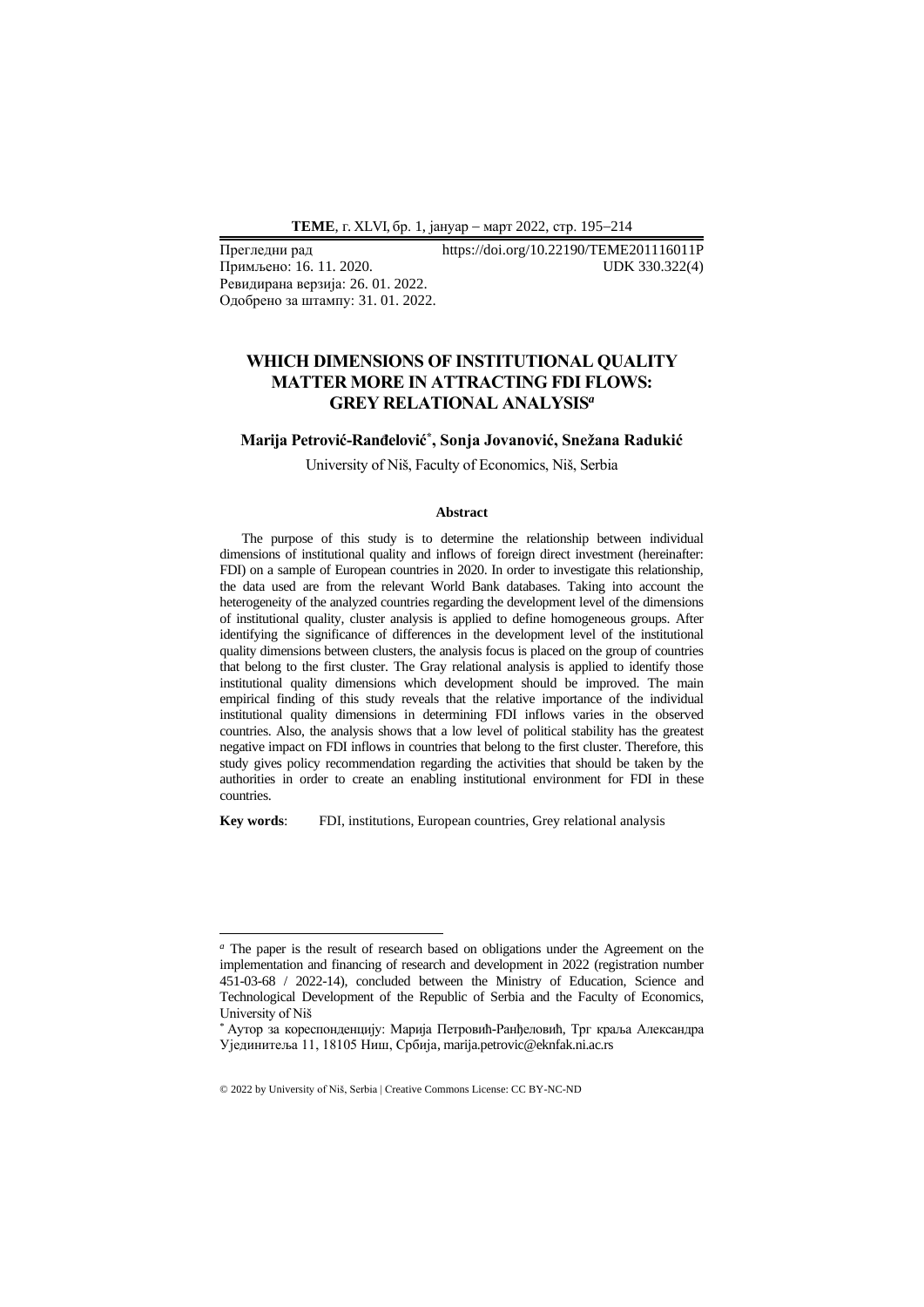Прегледни рад https://doi.org/10.22190/TEME201116011P
Примљено: 16. 11. 2020. UDK 330.322(4)
Ревидирана верзија: 26. 01. 2022.
Одобрено за штампу: 31. 01. 2022.

# WHICH DIMENSIONS OF INSTITUTIONAL QUALITY MATTER MORE IN ATTRACTING FDI FLOWS: GREY RELATIONAL ANALYSIS[a]

**Marija Petrović-Ranđelović[*], Sonja Jovanović, Snežana Radukić**

University of Niš, Faculty of Economics, Niš, Serbia

### Abstract

The purpose of this study is to determine the relationship between individual dimensions of institutional quality and inflows of foreign direct investment (hereinafter: FDI) on a sample of European countries in 2020. In order to investigate this relationship, the data used are from the relevant World Bank databases. Taking into account the heterogeneity of the analyzed countries regarding the development level of the dimensions of institutional quality, cluster analysis is applied to define homogeneous groups. After identifying the significance of differences in the development level of the institutional quality dimensions between clusters, the analysis focus is placed on the group of countries that belong to the first cluster. The Gray relational analysis is applied to identify those institutional quality dimensions which development should be improved. The main empirical finding of this study reveals that the relative importance of the individual institutional quality dimensions in determining FDI inflows varies in the observed countries. Also, the analysis shows that a low level of political stability has the greatest negative impact on FDI inflows in countries that belong to the first cluster. Therefore, this study gives policy recommendation regarding the activities that should be taken by the authorities in order to create an enabling institutional environment for FDI in these countries.

**Key words**: FDI, institutions, European countries, Grey relational analysis

---

[a] The paper is the result of research based on obligations under the Agreement on the implementation and financing of research and development in 2022 (registration number 451-03-68 / 2022-14), concluded between the Ministry of Education, Science and Technological Development of the Republic of Serbia and the Faculty of Economics, University of Niš

[*] Аутор за кореспонденцију: Марија Петровић-Ранђеловић, Трг краља Александра Ујединитеља 11, 18105 Ниш, Србија, marija.petrovic@eknfak.ni.ac.rs

© 2022 by University of Niš, Serbia | Creative Commons License: CC BY-NC-ND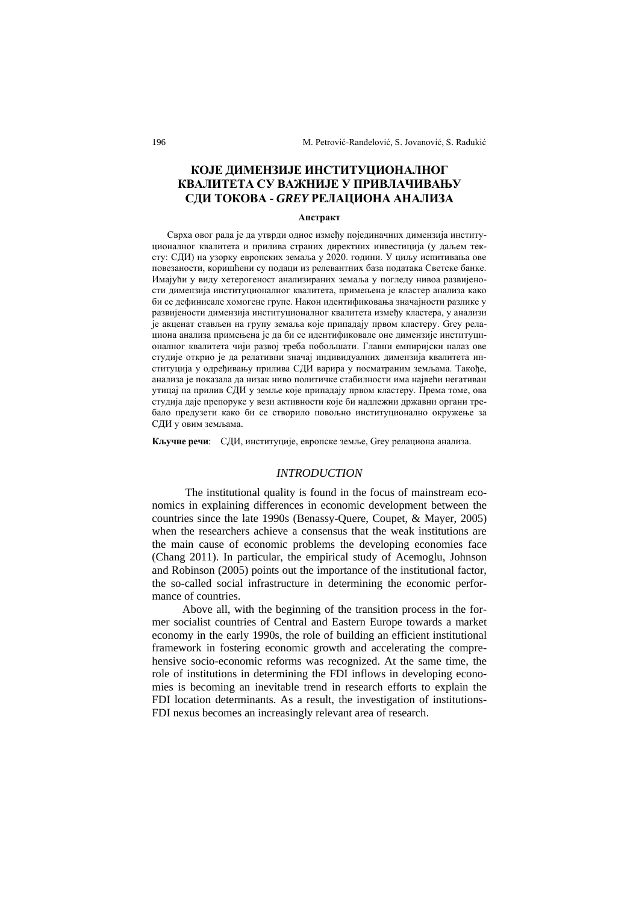# КОЈЕ ДИМЕНЗИЈЕ ИНСТИТУЦИОНАЛНОГ КВАЛИТЕТА СУ ВАЖНИЈЕ У ПРИВЛАЧИВАЊУ СДИ ТОКОВА - *GREY* РЕЛАЦИОНА АНАЛИЗА

**Апстракт**

Сврха овог рада је да утврди однос између појединачних димензија институционалног квалитета и прилива страних директних инвестиција (у даљем тексту: СДИ) на узорку европских земаља у 2020. години. У циљу испитивања ове повезаности, коришћени су подаци из релевантних база података Светске банке. Имајући у виду хетерогеност анализираних земаља у погледу нивоа развијености димензија институционалног квалитета, примењена је кластер анализа како би се дефинисале хомогене групе. Након идентификовања значајности разлике у развијености димензија институционалног квалитета између кластера, у анализи је акценат стављен на групу земаља које припадају првом кластеру. Grey релациона анализа примењена је да би се идентификовале оне димензије институционалног квалитета чији развој треба побољшати. Главни емпиријски налаз ове студије открио је да релативни значај индивидуалних димензија квалитета институција у одређивању прилива СДИ варира у посматраним земљама. Такође, анализа је показала да низак ниво политичке стабилности има највећи негативан утицај на прилив СДИ у земље које припадају првом кластеру. Према томе, ова студија даје препоруке у вези активности које би надлежни државни органи требало предузети како би се створило повољно институционално окружење за СДИ у овим земљама.

**Кључне речи**: СДИ, институције, европске земље, Grey релациона анализа.

## *INTRODUCTION*

The institutional quality is found in the focus of mainstream economics in explaining differences in economic development between the countries since the late 1990s (Benassy-Quere, Coupet, & Mayer, 2005) when the researchers achieve a consensus that the weak institutions are the main cause of economic problems the developing economies face (Chang 2011). In particular, the empirical study of Acemoglu, Johnson and Robinson (2005) points out the importance of the institutional factor, the so-called social infrastructure in determining the economic performance of countries.

Above all, with the beginning of the transition process in the former socialist countries of Central and Eastern Europe towards a market economy in the early 1990s, the role of building an efficient institutional framework in fostering economic growth and accelerating the comprehensive socio-economic reforms was recognized. At the same time, the role of institutions in determining the FDI inflows in developing economies is becoming an inevitable trend in research efforts to explain the FDI location determinants. As a result, the investigation of institutions-FDI nexus becomes an increasingly relevant area of research.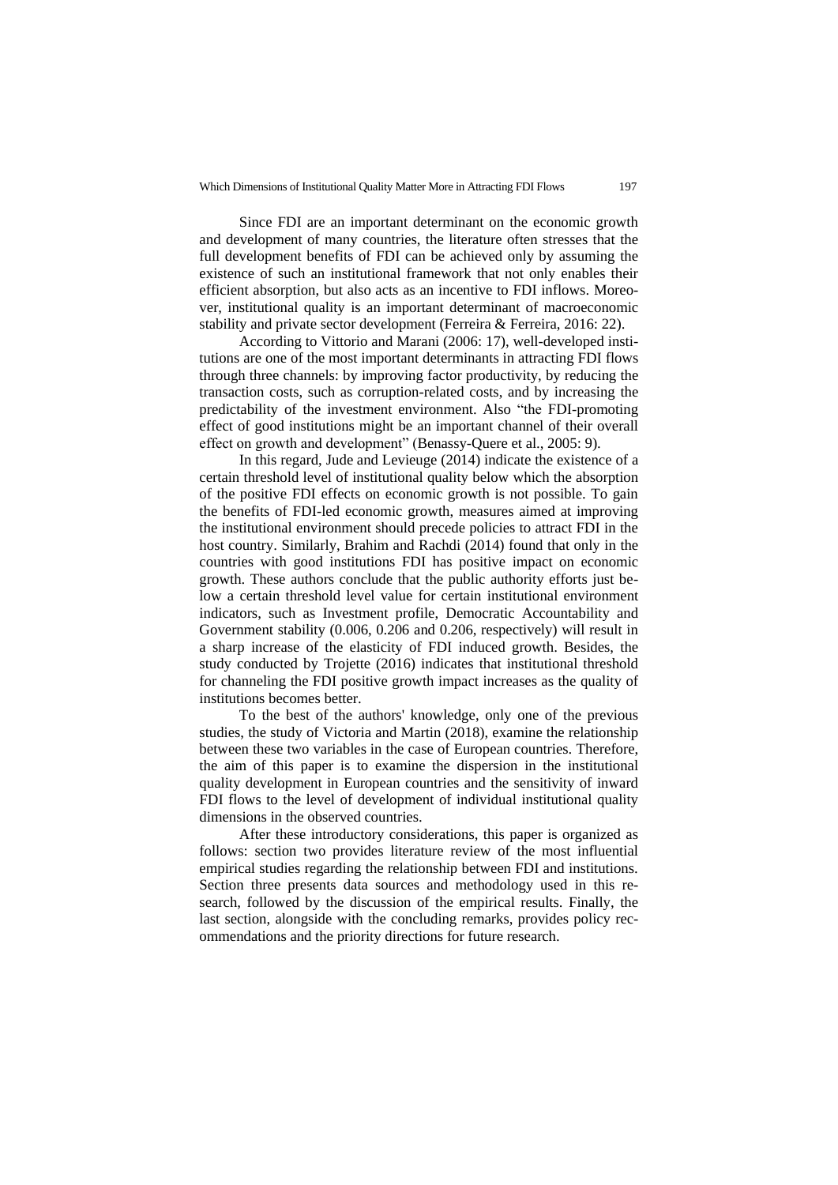Since FDI are an important determinant on the economic growth and development of many countries, the literature often stresses that the full development benefits of FDI can be achieved only by assuming the existence of such an institutional framework that not only enables their efficient absorption, but also acts as an incentive to FDI inflows. Moreover, institutional quality is an important determinant of macroeconomic stability and private sector development (Ferreira & Ferreira, 2016: 22).

According to Vittorio and Marani (2006: 17), well-developed institutions are one of the most important determinants in attracting FDI flows through three channels: by improving factor productivity, by reducing the transaction costs, such as corruption-related costs, and by increasing the predictability of the investment environment. Also "the FDI-promoting effect of good institutions might be an important channel of their overall effect on growth and development" (Benassy-Quere et al., 2005: 9).

In this regard, Jude and Levieuge (2014) indicate the existence of a certain threshold level of institutional quality below which the absorption of the positive FDI effects on economic growth is not possible. To gain the benefits of FDI-led economic growth, measures aimed at improving the institutional environment should precede policies to attract FDI in the host country. Similarly, Brahim and Rachdi (2014) found that only in the countries with good institutions FDI has positive impact on economic growth. These authors conclude that the public authority efforts just below a certain threshold level value for certain institutional environment indicators, such as Investment profile, Democratic Accountability and Government stability (0.006, 0.206 and 0.206, respectively) will result in a sharp increase of the elasticity of FDI induced growth. Besides, the study conducted by Trojette (2016) indicates that institutional threshold for channeling the FDI positive growth impact increases as the quality of institutions becomes better.

To the best of the authors' knowledge, only one of the previous studies, the study of Victoria and Martin (2018), examine the relationship between these two variables in the case of European countries. Therefore, the aim of this paper is to examine the dispersion in the institutional quality development in European countries and the sensitivity of inward FDI flows to the level of development of individual institutional quality dimensions in the observed countries.

After these introductory considerations, this paper is organized as follows: section two provides literature review of the most influential empirical studies regarding the relationship between FDI and institutions. Section three presents data sources and methodology used in this research, followed by the discussion of the empirical results. Finally, the last section, alongside with the concluding remarks, provides policy recommendations and the priority directions for future research.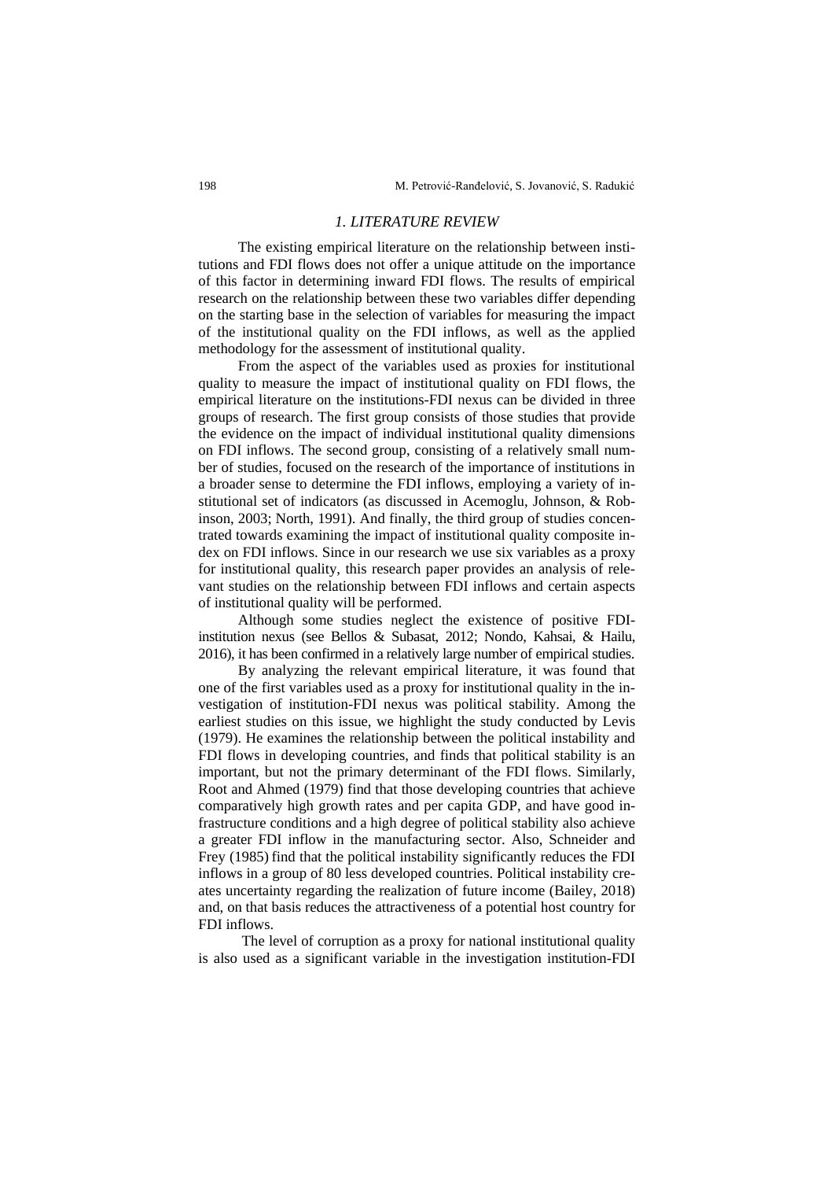## *1. LITERATURE REVIEW*

The existing empirical literature on the relationship between institutions and FDI flows does not offer a unique attitude on the importance of this factor in determining inward FDI flows. The results of empirical research on the relationship between these two variables differ depending on the starting base in the selection of variables for measuring the impact of the institutional quality on the FDI inflows, as well as the applied methodology for the assessment of institutional quality.

From the aspect of the variables used as proxies for institutional quality to measure the impact of institutional quality on FDI flows, the empirical literature on the institutions-FDI nexus can be divided in three groups of research. The first group consists of those studies that provide the evidence on the impact of individual institutional quality dimensions on FDI inflows. The second group, consisting of a relatively small number of studies, focused on the research of the importance of institutions in a broader sense to determine the FDI inflows, employing a variety of institutional set of indicators (as discussed in Acemoglu, Johnson, & Robinson, 2003; North, 1991). And finally, the third group of studies concentrated towards examining the impact of institutional quality composite index on FDI inflows. Since in our research we use six variables as a proxy for institutional quality, this research paper provides an analysis of relevant studies on the relationship between FDI inflows and certain aspects of institutional quality will be performed.

Although some studies neglect the existence of positive FDI-institution nexus (see Bellos & Subasat, 2012; Nondo, Kahsai, & Hailu, 2016), it has been confirmed in a relatively large number of empirical studies.

By analyzing the relevant empirical literature, it was found that one of the first variables used as a proxy for institutional quality in the investigation of institution-FDI nexus was political stability. Among the earliest studies on this issue, we highlight the study conducted by Levis (1979). He examines the relationship between the political instability and FDI flows in developing countries, and finds that political stability is an important, but not the primary determinant of the FDI flows. Similarly, Root and Ahmed (1979) find that those developing countries that achieve comparatively high growth rates and per capita GDP, and have good infrastructure conditions and a high degree of political stability also achieve a greater FDI inflow in the manufacturing sector. Also, Schneider and Frey (1985) find that the political instability significantly reduces the FDI inflows in a group of 80 less developed countries. Political instability creates uncertainty regarding the realization of future income (Bailey, 2018) and, on that basis reduces the attractiveness of a potential host country for FDI inflows.

The level of corruption as a proxy for national institutional quality is also used as a significant variable in the investigation institution-FDI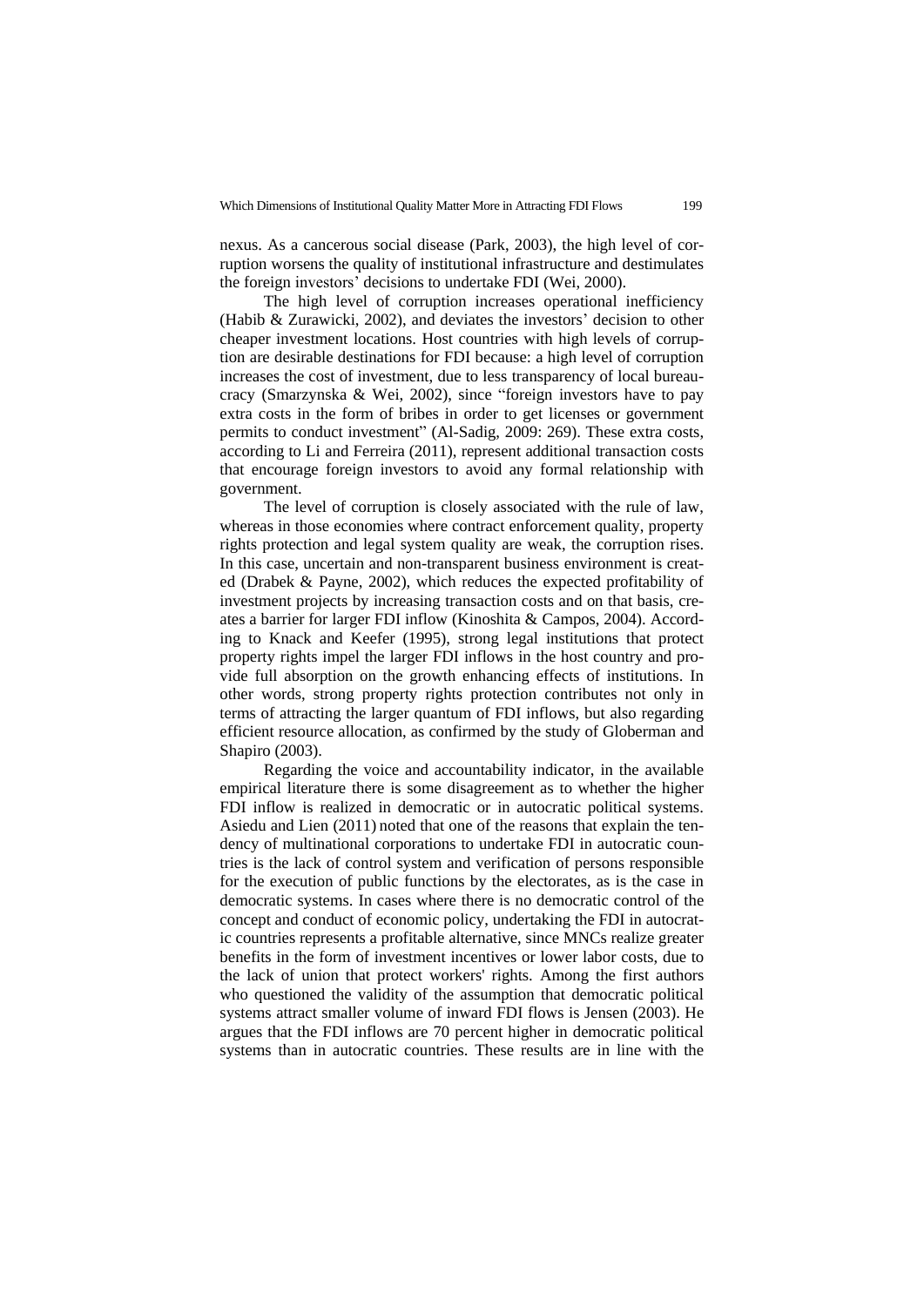nexus. As a cancerous social disease (Park, 2003), the high level of corruption worsens the quality of institutional infrastructure and destimulates the foreign investors' decisions to undertake FDI (Wei, 2000).

The high level of corruption increases operational inefficiency (Habib & Zurawicki, 2002), and deviates the investors' decision to other cheaper investment locations. Host countries with high levels of corruption are desirable destinations for FDI because: a high level of corruption increases the cost of investment, due to less transparency of local bureaucracy (Smarzynska & Wei, 2002), since "foreign investors have to pay extra costs in the form of bribes in order to get licenses or government permits to conduct investment" (Al-Sadig, 2009: 269). These extra costs, according to Li and Ferreira (2011), represent additional transaction costs that encourage foreign investors to avoid any formal relationship with government.

The level of corruption is closely associated with the rule of law, whereas in those economies where contract enforcement quality, property rights protection and legal system quality are weak, the corruption rises. In this case, uncertain and non-transparent business environment is created (Drabek & Payne, 2002), which reduces the expected profitability of investment projects by increasing transaction costs and on that basis, creates a barrier for larger FDI inflow (Kinoshita & Campos, 2004). According to Knack and Keefer (1995), strong legal institutions that protect property rights impel the larger FDI inflows in the host country and provide full absorption on the growth enhancing effects of institutions. In other words, strong property rights protection contributes not only in terms of attracting the larger quantum of FDI inflows, but also regarding efficient resource allocation, as confirmed by the study of Globerman and Shapiro (2003).

Regarding the voice and accountability indicator, in the available empirical literature there is some disagreement as to whether the higher FDI inflow is realized in democratic or in autocratic political systems. Asiedu and Lien (2011) noted that one of the reasons that explain the tendency of multinational corporations to undertake FDI in autocratic countries is the lack of control system and verification of persons responsible for the execution of public functions by the electorates, as is the case in democratic systems. In cases where there is no democratic control of the concept and conduct of economic policy, undertaking the FDI in autocratic countries represents a profitable alternative, since MNCs realize greater benefits in the form of investment incentives or lower labor costs, due to the lack of union that protect workers' rights. Among the first authors who questioned the validity of the assumption that democratic political systems attract smaller volume of inward FDI flows is Jensen (2003). He argues that the FDI inflows are 70 percent higher in democratic political systems than in autocratic countries. These results are in line with the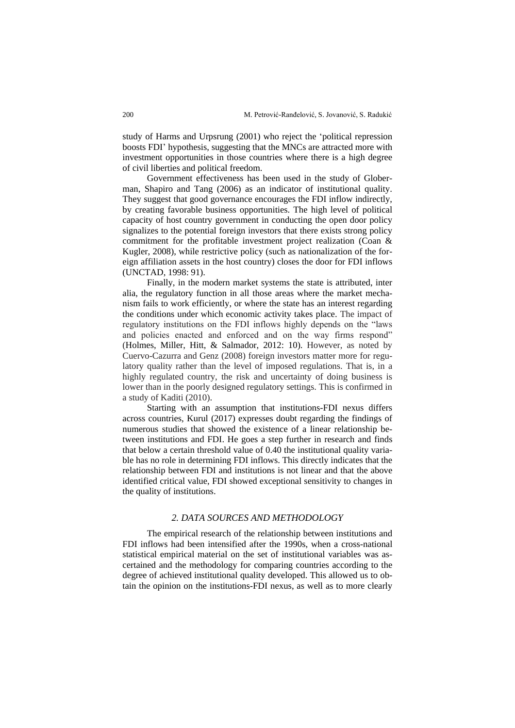study of Harms and Urpsrung (2001) who reject the 'political repression boosts FDI' hypothesis, suggesting that the MNCs are attracted more with investment opportunities in those countries where there is a high degree of civil liberties and political freedom.

Government effectiveness has been used in the study of Globerman, Shapiro and Tang (2006) as an indicator of institutional quality. They suggest that good governance encourages the FDI inflow indirectly, by creating favorable business opportunities. The high level of political capacity of host country government in conducting the open door policy signalizes to the potential foreign investors that there exists strong policy commitment for the profitable investment project realization (Coan & Kugler, 2008), while restrictive policy (such as nationalization of the foreign affiliation assets in the host country) closes the door for FDI inflows (UNCTAD, 1998: 91).

Finally, in the modern market systems the state is attributed, inter alia, the regulatory function in all those areas where the market mechanism fails to work efficiently, or where the state has an interest regarding the conditions under which economic activity takes place. The impact of regulatory institutions on the FDI inflows highly depends on the "laws and policies enacted and enforced and on the way firms respond" (Holmes, Miller, Hitt, & Salmador, 2012: 10). However, as noted by Cuervo-Cazurra and Genz (2008) foreign investors matter more for regulatory quality rather than the level of imposed regulations. That is, in a highly regulated country, the risk and uncertainty of doing business is lower than in the poorly designed regulatory settings. This is confirmed in a study of Kaditi (2010).

Starting with an assumption that institutions-FDI nexus differs across countries, Kurul (2017) expresses doubt regarding the findings of numerous studies that showed the existence of a linear relationship between institutions and FDI. He goes a step further in research and finds that below a certain threshold value of 0.40 the institutional quality variable has no role in determining FDI inflows. This directly indicates that the relationship between FDI and institutions is not linear and that the above identified critical value, FDI showed exceptional sensitivity to changes in the quality of institutions.

## *2. DATA SOURCES AND METHODOLOGY*

The empirical research of the relationship between institutions and FDI inflows had been intensified after the 1990s, when a cross-national statistical empirical material on the set of institutional variables was ascertained and the methodology for comparing countries according to the degree of achieved institutional quality developed. This allowed us to obtain the opinion on the institutions-FDI nexus, as well as to more clearly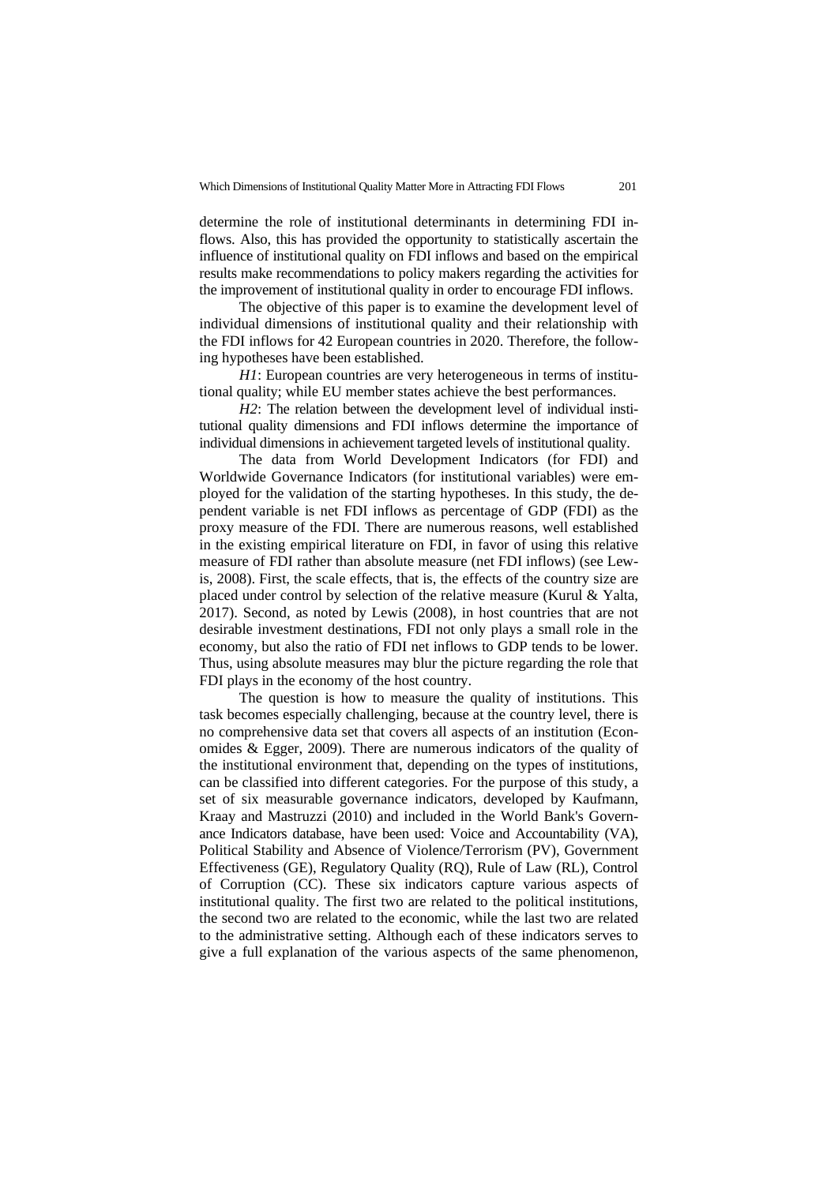determine the role of institutional determinants in determining FDI inflows. Also, this has provided the opportunity to statistically ascertain the influence of institutional quality on FDI inflows and based on the empirical results make recommendations to policy makers regarding the activities for the improvement of institutional quality in order to encourage FDI inflows.

The objective of this paper is to examine the development level of individual dimensions of institutional quality and their relationship with the FDI inflows for 42 European countries in 2020. Therefore, the following hypotheses have been established.

*H1*: European countries are very heterogeneous in terms of institutional quality; while EU member states achieve the best performances.

*H2*: The relation between the development level of individual institutional quality dimensions and FDI inflows determine the importance of individual dimensions in achievement targeted levels of institutional quality.

The data from World Development Indicators (for FDI) and Worldwide Governance Indicators (for institutional variables) were employed for the validation of the starting hypotheses. In this study, the dependent variable is net FDI inflows as percentage of GDP (FDI) as the proxy measure of the FDI. There are numerous reasons, well established in the existing empirical literature on FDI, in favor of using this relative measure of FDI rather than absolute measure (net FDI inflows) (see Lewis, 2008). First, the scale effects, that is, the effects of the country size are placed under control by selection of the relative measure (Kurul & Yalta, 2017). Second, as noted by Lewis (2008), in host countries that are not desirable investment destinations, FDI not only plays a small role in the economy, but also the ratio of FDI net inflows to GDP tends to be lower. Thus, using absolute measures may blur the picture regarding the role that FDI plays in the economy of the host country.

The question is how to measure the quality of institutions. This task becomes especially challenging, because at the country level, there is no comprehensive data set that covers all aspects of an institution (Economides & Egger, 2009). There are numerous indicators of the quality of the institutional environment that, depending on the types of institutions, can be classified into different categories. For the purpose of this study, a set of six measurable governance indicators, developed by Kaufmann, Kraay and Mastruzzi (2010) and included in the World Bank's Governance Indicators database, have been used: Voice and Accountability (VA), Political Stability and Absence of Violence/Terrorism (PV), Government Effectiveness (GE), Regulatory Quality (RQ), Rule of Law (RL), Control of Corruption (CC). These six indicators capture various aspects of institutional quality. The first two are related to the political institutions, the second two are related to the economic, while the last two are related to the administrative setting. Although each of these indicators serves to give a full explanation of the various aspects of the same phenomenon,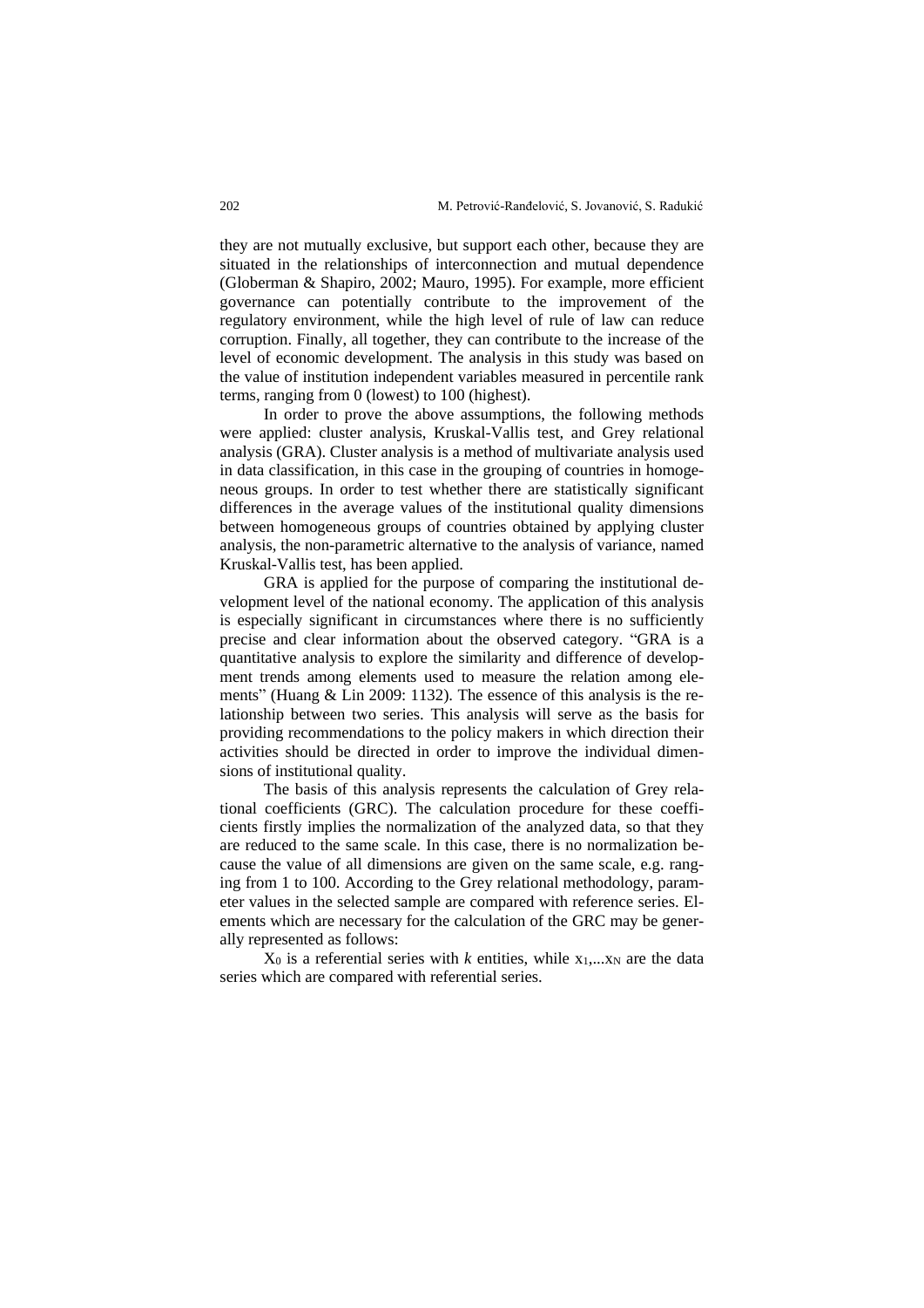they are not mutually exclusive, but support each other, because they are situated in the relationships of interconnection and mutual dependence (Globerman & Shapiro, 2002; Mauro, 1995). For example, more efficient governance can potentially contribute to the improvement of the regulatory environment, while the high level of rule of law can reduce corruption. Finally, all together, they can contribute to the increase of the level of economic development. The analysis in this study was based on the value of institution independent variables measured in percentile rank terms, ranging from 0 (lowest) to 100 (highest).

In order to prove the above assumptions, the following methods were applied: cluster analysis, Kruskal-Vallis test, and Grey relational analysis (GRA). Cluster analysis is a method of multivariate analysis used in data classification, in this case in the grouping of countries in homogeneous groups. In order to test whether there are statistically significant differences in the average values of the institutional quality dimensions between homogeneous groups of countries obtained by applying cluster analysis, the non-parametric alternative to the analysis of variance, named Kruskal-Vallis test, has been applied.

GRA is applied for the purpose of comparing the institutional development level of the national economy. The application of this analysis is especially significant in circumstances where there is no sufficiently precise and clear information about the observed category. "GRA is a quantitative analysis to explore the similarity and difference of development trends among elements used to measure the relation among elements" (Huang & Lin 2009: 1132). The essence of this analysis is the relationship between two series. This analysis will serve as the basis for providing recommendations to the policy makers in which direction their activities should be directed in order to improve the individual dimensions of institutional quality.

The basis of this analysis represents the calculation of Grey relational coefficients (GRC). The calculation procedure for these coefficients firstly implies the normalization of the analyzed data, so that they are reduced to the same scale. In this case, there is no normalization because the value of all dimensions are given on the same scale, e.g. ranging from 1 to 100. According to the Grey relational methodology, parameter values in the selected sample are compared with reference series. Elements which are necessary for the calculation of the GRC may be generally represented as follows:

$X_0$ is a referential series with *k* entities, while $x_1,...x_N$ are the data series which are compared with referential series.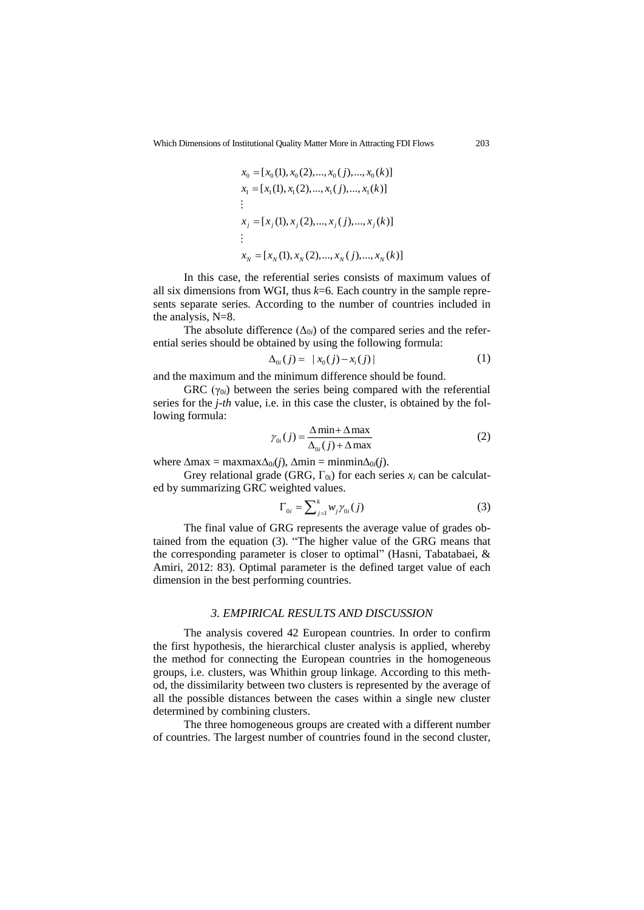$$
\begin{aligned}
x_0 &= [x_0(1), x_0(2), ..., x_0(j), ..., x_0(k)] \\
x_1 &= [x_1(1), x_1(2), ..., x_1(j), ..., x_1(k)] \\
&\vdots \\
x_j &= [x_j(1), x_j(2), ..., x_j(j), ..., x_j(k)] \\
&\vdots \\
x_N &= [x_N(1), x_N(2), ..., x_N(j), ..., x_N(k)]
\end{aligned}
$$

In this case, the referential series consists of maximum values of all six dimensions from WGI, thus $k$=6. Each country in the sample represents separate series. According to the number of countries included in the analysis, N=8.

The absolute difference ($\Delta_{0i}$) of the compared series and the referential series should be obtained by using the following formula:

$$\Delta_{0i}(j) = \; |x_0(j) - x_i(j)| \tag{1}$$

and the maximum and the minimum difference should be found.

GRC ($\gamma_{0i}$) between the series being compared with the referential series for the *j-th* value, i.e. in this case the cluster, is obtained by the following formula:

$$\gamma_{0i}(j) = \frac{\Delta\min + \Delta\max}{\Delta_{0i}(j) + \Delta\max} \tag{2}$$

where $\Delta$max = maxmax$\Delta_{0i}(j)$, $\Delta$min = minmin$\Delta_{0i}(j)$.

Grey relational grade (GRG, $\Gamma_{0i}$) for each series $x_i$ can be calculated by summarizing GRC weighted values.

$$\Gamma_{0i} = \sum_{j=1}^{k} w_j \gamma_{0i}(j) \tag{3}$$

The final value of GRG represents the average value of grades obtained from the equation (3). "The higher value of the GRG means that the corresponding parameter is closer to optimal" (Hasni, Tabatabaei, & Amiri, 2012: 83). Optimal parameter is the defined target value of each dimension in the best performing countries.

### *3. EMPIRICAL RESULTS AND DISCUSSION*

The analysis covered 42 European countries. In order to confirm the first hypothesis, the hierarchical cluster analysis is applied, whereby the method for connecting the European countries in the homogeneous groups, i.e. clusters, was Whithin group linkage. According to this method, the dissimilarity between two clusters is represented by the average of all the possible distances between the cases within a single new cluster determined by combining clusters.

The three homogeneous groups are created with a different number of countries. The largest number of countries found in the second cluster,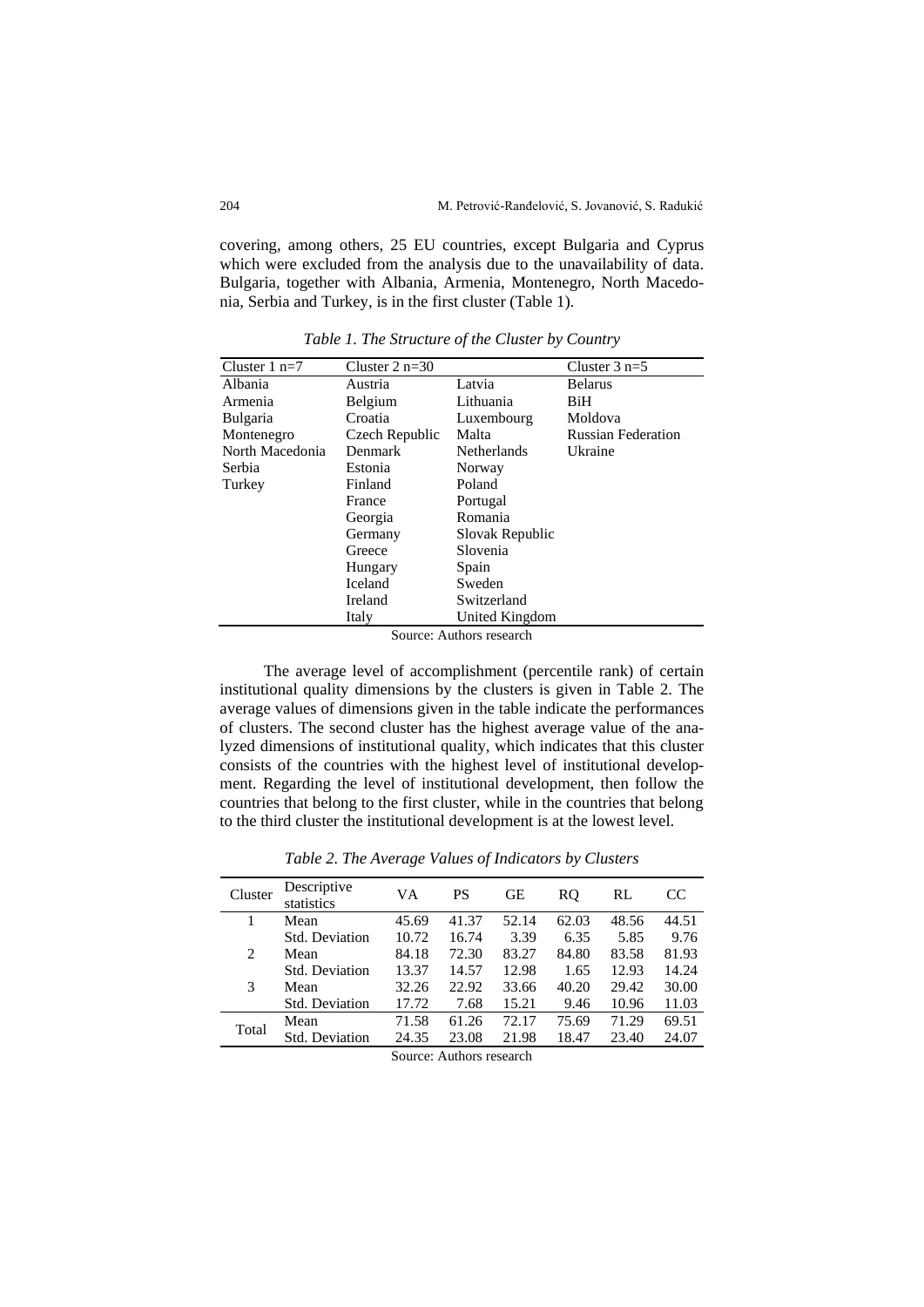covering, among others, 25 EU countries, except Bulgaria and Cyprus which were excluded from the analysis due to the unavailability of data. Bulgaria, together with Albania, Armenia, Montenegro, North Macedonia, Serbia and Turkey, is in the first cluster (Table 1).

*Table 1. The Structure of the Cluster by Country*

| Cluster 1 n=7 | Cluster 2 n=30 | | Cluster 3 n=5 |
|---|---|---|---|
| Albania | Austria | Latvia | Belarus |
| Armenia | Belgium | Lithuania | BiH |
| Bulgaria | Croatia | Luxembourg | Moldova |
| Montenegro | Czech Republic | Malta | Russian Federation |
| North Macedonia | Denmark | Netherlands | Ukraine |
| Serbia | Estonia | Norway | |
| Turkey | Finland | Poland | |
| | France | Portugal | |
| | Georgia | Romania | |
| | Germany | Slovak Republic | |
| | Greece | Slovenia | |
| | Hungary | Spain | |
| | Iceland | Sweden | |
| | Ireland | Switzerland | |
| | Italy | United Kingdom | |

Source: Authors research

The average level of accomplishment (percentile rank) of certain institutional quality dimensions by the clusters is given in Table 2. The average values of dimensions given in the table indicate the performances of clusters. The second cluster has the highest average value of the analyzed dimensions of institutional quality, which indicates that this cluster consists of the countries with the highest level of institutional development. Regarding the level of institutional development, then follow the countries that belong to the first cluster, while in the countries that belong to the third cluster the institutional development is at the lowest level.

*Table 2. The Average Values of Indicators by Clusters*

| Cluster | Descriptive statistics | VA | PS | GE | RQ | RL | CC |
|---|---|---|---|---|---|---|---|
| 1 | Mean | 45.69 | 41.37 | 52.14 | 62.03 | 48.56 | 44.51 |
| | Std. Deviation | 10.72 | 16.74 | 3.39 | 6.35 | 5.85 | 9.76 |
| 2 | Mean | 84.18 | 72.30 | 83.27 | 84.80 | 83.58 | 81.93 |
| | Std. Deviation | 13.37 | 14.57 | 12.98 | 1.65 | 12.93 | 14.24 |
| 3 | Mean | 32.26 | 22.92 | 33.66 | 40.20 | 29.42 | 30.00 |
| | Std. Deviation | 17.72 | 7.68 | 15.21 | 9.46 | 10.96 | 11.03 |
| Total | Mean | 71.58 | 61.26 | 72.17 | 75.69 | 71.29 | 69.51 |
| | Std. Deviation | 24.35 | 23.08 | 21.98 | 18.47 | 23.40 | 24.07 |

Source: Authors research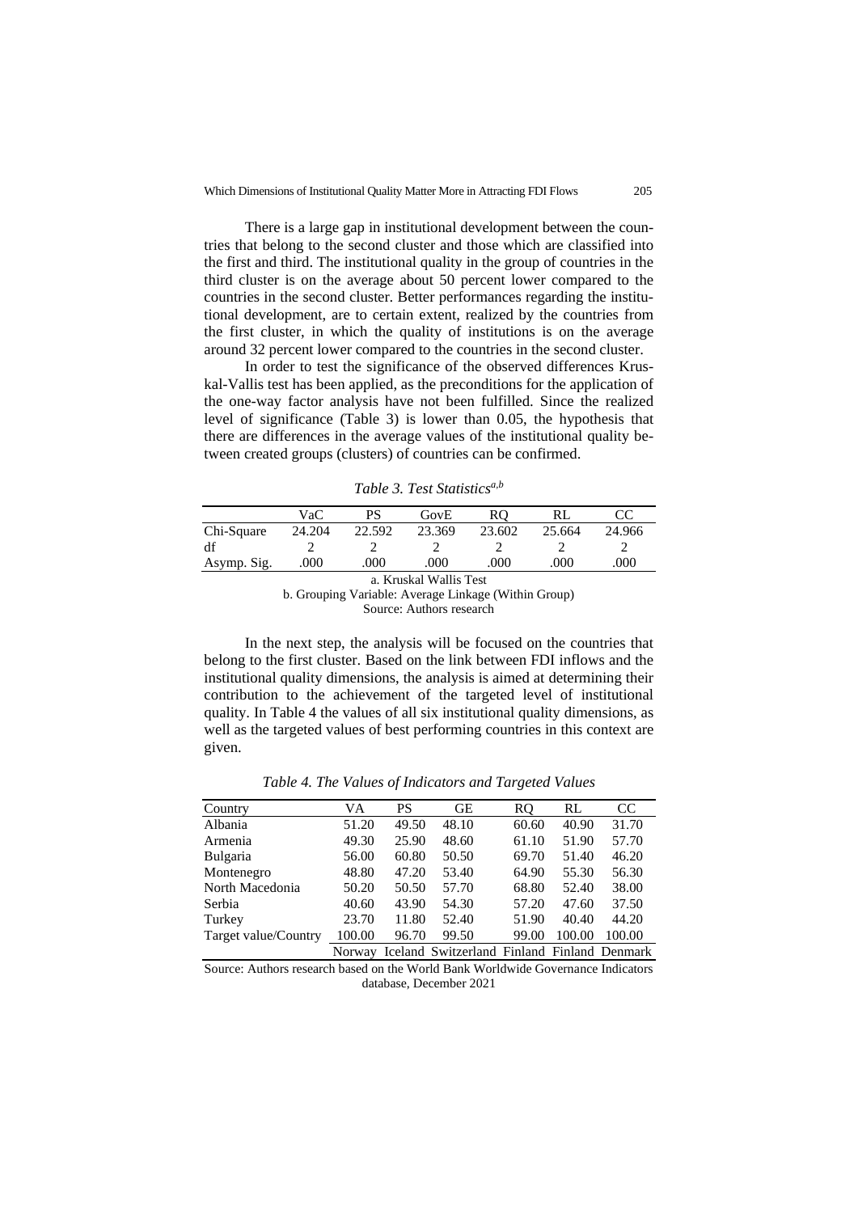There is a large gap in institutional development between the countries that belong to the second cluster and those which are classified into the first and third. The institutional quality in the group of countries in the third cluster is on the average about 50 percent lower compared to the countries in the second cluster. Better performances regarding the institutional development, are to certain extent, realized by the countries from the first cluster, in which the quality of institutions is on the average around 32 percent lower compared to the countries in the second cluster.

In order to test the significance of the observed differences Kruskal-Vallis test has been applied, as the preconditions for the application of the one-way factor analysis have not been fulfilled. Since the realized level of significance (Table 3) is lower than 0.05, the hypothesis that there are differences in the average values of the institutional quality between created groups (clusters) of countries can be confirmed.

*Table 3. Test Statistics*[a,b]

| | VaC | PS | GovE | RQ | RL | CC |
|---|---|---|---|---|---|---|
| Chi-Square | 24.204 | 22.592 | 23.369 | 23.602 | 25.664 | 24.966 |
| df | 2 | 2 | 2 | 2 | 2 | 2 |
| Asymp. Sig. | .000 | .000 | .000 | .000 | .000 | .000 |

a. Kruskal Wallis Test

b. Grouping Variable: Average Linkage (Within Group)

Source: Authors research

In the next step, the analysis will be focused on the countries that belong to the first cluster. Based on the link between FDI inflows and the institutional quality dimensions, the analysis is aimed at determining their contribution to the achievement of the targeted level of institutional quality. In Table 4 the values of all six institutional quality dimensions, as well as the targeted values of best performing countries in this context are given.

*Table 4. The Values of Indicators and Targeted Values*

| Country | VA | PS | GE | RQ | RL | CC |
|---|---|---|---|---|---|---|
| Albania | 51.20 | 49.50 | 48.10 | 60.60 | 40.90 | 31.70 |
| Armenia | 49.30 | 25.90 | 48.60 | 61.10 | 51.90 | 57.70 |
| Bulgaria | 56.00 | 60.80 | 50.50 | 69.70 | 51.40 | 46.20 |
| Montenegro | 48.80 | 47.20 | 53.40 | 64.90 | 55.30 | 56.30 |
| North Macedonia | 50.20 | 50.50 | 57.70 | 68.80 | 52.40 | 38.00 |
| Serbia | 40.60 | 43.90 | 54.30 | 57.20 | 47.60 | 37.50 |
| Turkey | 23.70 | 11.80 | 52.40 | 51.90 | 40.40 | 44.20 |
| Target value/Country | 100.00 | 96.70 | 99.50 | 99.00 | 100.00 | 100.00 |
| | Norway | Iceland | Switzerland | Finland | Finland | Denmark |

Source: Authors research based on the World Bank Worldwide Governance Indicators database, December 2021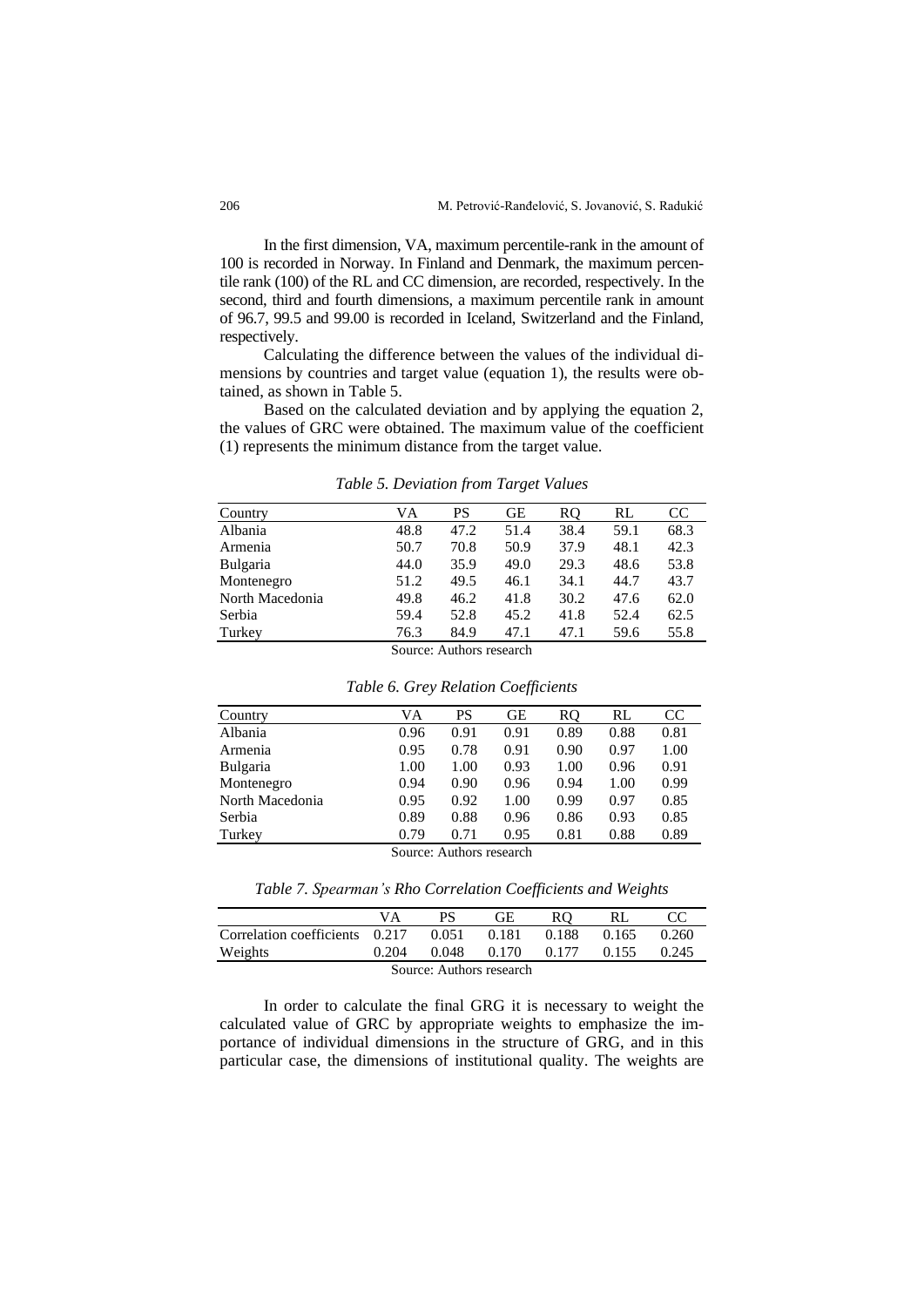In the first dimension, VA, maximum percentile-rank in the amount of 100 is recorded in Norway. In Finland and Denmark, the maximum percentile rank (100) of the RL and CC dimension, are recorded, respectively. In the second, third and fourth dimensions, a maximum percentile rank in amount of 96.7, 99.5 and 99.00 is recorded in Iceland, Switzerland and the Finland, respectively.

Calculating the difference between the values of the individual dimensions by countries and target value (equation 1), the results were obtained, as shown in Table 5.

Based on the calculated deviation and by applying the equation 2, the values of GRC were obtained. The maximum value of the coefficient (1) represents the minimum distance from the target value.

*Table 5. Deviation from Target Values*

| Country | VA | PS | GE | RQ | RL | CC |
|---|---|---|---|---|---|---|
| Albania | 48.8 | 47.2 | 51.4 | 38.4 | 59.1 | 68.3 |
| Armenia | 50.7 | 70.8 | 50.9 | 37.9 | 48.1 | 42.3 |
| Bulgaria | 44.0 | 35.9 | 49.0 | 29.3 | 48.6 | 53.8 |
| Montenegro | 51.2 | 49.5 | 46.1 | 34.1 | 44.7 | 43.7 |
| North Macedonia | 49.8 | 46.2 | 41.8 | 30.2 | 47.6 | 62.0 |
| Serbia | 59.4 | 52.8 | 45.2 | 41.8 | 52.4 | 62.5 |
| Turkey | 76.3 | 84.9 | 47.1 | 47.1 | 59.6 | 55.8 |

Source: Authors research

*Table 6. Grey Relation Coefficients*

| Country | VA | PS | GE | RQ | RL | CC |
|---|---|---|---|---|---|---|
| Albania | 0.96 | 0.91 | 0.91 | 0.89 | 0.88 | 0.81 |
| Armenia | 0.95 | 0.78 | 0.91 | 0.90 | 0.97 | 1.00 |
| Bulgaria | 1.00 | 1.00 | 0.93 | 1.00 | 0.96 | 0.91 |
| Montenegro | 0.94 | 0.90 | 0.96 | 0.94 | 1.00 | 0.99 |
| North Macedonia | 0.95 | 0.92 | 1.00 | 0.99 | 0.97 | 0.85 |
| Serbia | 0.89 | 0.88 | 0.96 | 0.86 | 0.93 | 0.85 |
| Turkey | 0.79 | 0.71 | 0.95 | 0.81 | 0.88 | 0.89 |

Source: Authors research

*Table 7. Spearman's Rho Correlation Coefficients and Weights*

| | VA | PS | GE | RQ | RL | CC |
|---|---|---|---|---|---|---|
| Correlation coefficients | 0.217 | 0.051 | 0.181 | 0.188 | 0.165 | 0.260 |
| Weights | 0.204 | 0.048 | 0.170 | 0.177 | 0.155 | 0.245 |

Source: Authors research

In order to calculate the final GRG it is necessary to weight the calculated value of GRC by appropriate weights to emphasize the importance of individual dimensions in the structure of GRG, and in this particular case, the dimensions of institutional quality. The weights are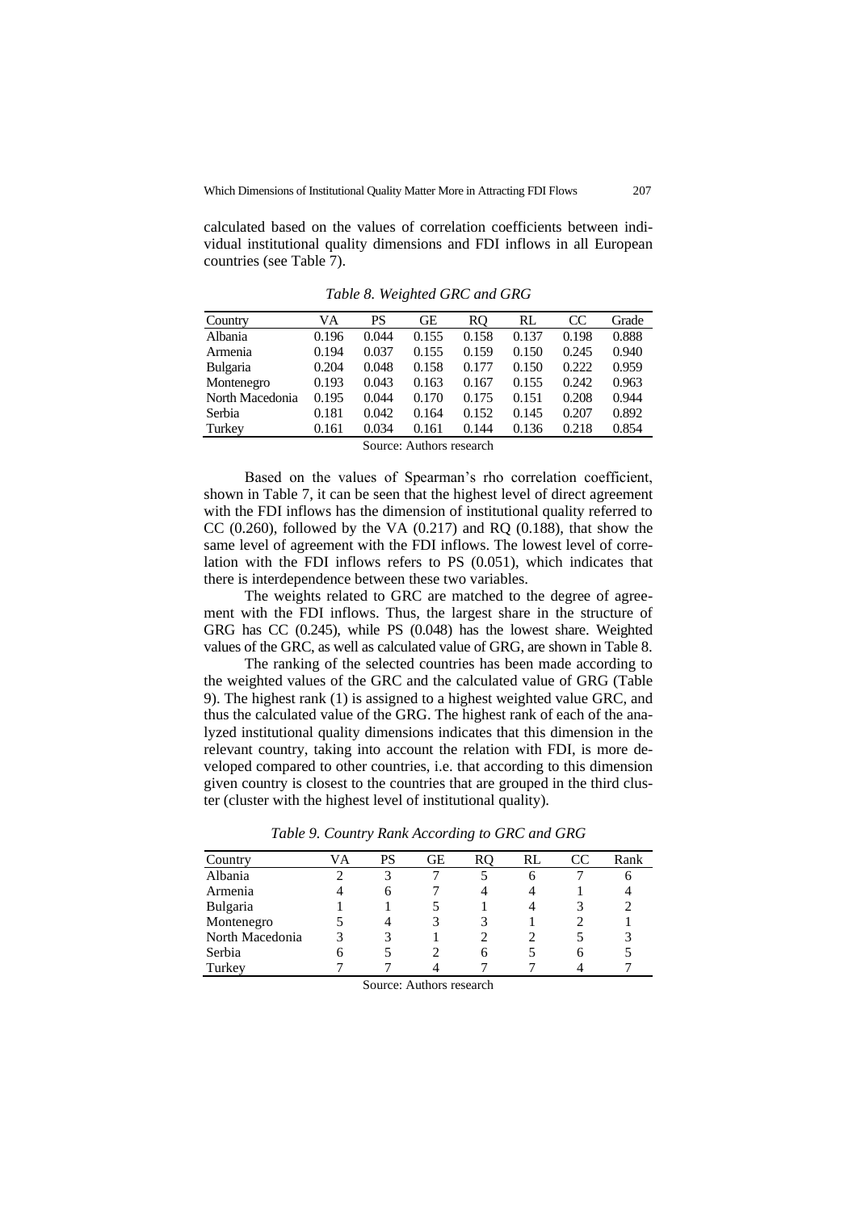calculated based on the values of correlation coefficients between individual institutional quality dimensions and FDI inflows in all European countries (see Table 7).

*Table 8. Weighted GRC and GRG*

| Country | VA | PS | GE | RQ | RL | CC | Grade |
|---|---|---|---|---|---|---|---|
| Albania | 0.196 | 0.044 | 0.155 | 0.158 | 0.137 | 0.198 | 0.888 |
| Armenia | 0.194 | 0.037 | 0.155 | 0.159 | 0.150 | 0.245 | 0.940 |
| Bulgaria | 0.204 | 0.048 | 0.158 | 0.177 | 0.150 | 0.222 | 0.959 |
| Montenegro | 0.193 | 0.043 | 0.163 | 0.167 | 0.155 | 0.242 | 0.963 |
| North Macedonia | 0.195 | 0.044 | 0.170 | 0.175 | 0.151 | 0.208 | 0.944 |
| Serbia | 0.181 | 0.042 | 0.164 | 0.152 | 0.145 | 0.207 | 0.892 |
| Turkey | 0.161 | 0.034 | 0.161 | 0.144 | 0.136 | 0.218 | 0.854 |

Source: Authors research

Based on the values of Spearman's rho correlation coefficient, shown in Table 7, it can be seen that the highest level of direct agreement with the FDI inflows has the dimension of institutional quality referred to CC (0.260), followed by the VA (0.217) and RQ (0.188), that show the same level of agreement with the FDI inflows. The lowest level of correlation with the FDI inflows refers to PS (0.051), which indicates that there is interdependence between these two variables.

The weights related to GRC are matched to the degree of agreement with the FDI inflows. Thus, the largest share in the structure of GRG has CC (0.245), while PS (0.048) has the lowest share. Weighted values of the GRC, as well as calculated value of GRG, are shown in Table 8.

The ranking of the selected countries has been made according to the weighted values of the GRC and the calculated value of GRG (Table 9). The highest rank (1) is assigned to a highest weighted value GRC, and thus the calculated value of the GRG. The highest rank of each of the analyzed institutional quality dimensions indicates that this dimension in the relevant country, taking into account the relation with FDI, is more developed compared to other countries, i.e. that according to this dimension given country is closest to the countries that are grouped in the third cluster (cluster with the highest level of institutional quality).

*Table 9. Country Rank According to GRC and GRG*

| Country | VA | PS | GE | RQ | RL | CC | Rank |
|---|---|---|---|---|---|---|---|
| Albania | 2 | 3 | 7 | 5 | 6 | 7 | 6 |
| Armenia | 4 | 6 | 7 | 4 | 4 | 1 | 4 |
| Bulgaria | 1 | 1 | 5 | 1 | 4 | 3 | 2 |
| Montenegro | 5 | 4 | 3 | 3 | 1 | 2 | 1 |
| North Macedonia | 3 | 3 | 1 | 2 | 2 | 5 | 3 |
| Serbia | 6 | 5 | 2 | 6 | 5 | 6 | 5 |
| Turkey | 7 | 7 | 4 | 7 | 7 | 4 | 7 |

Source: Authors research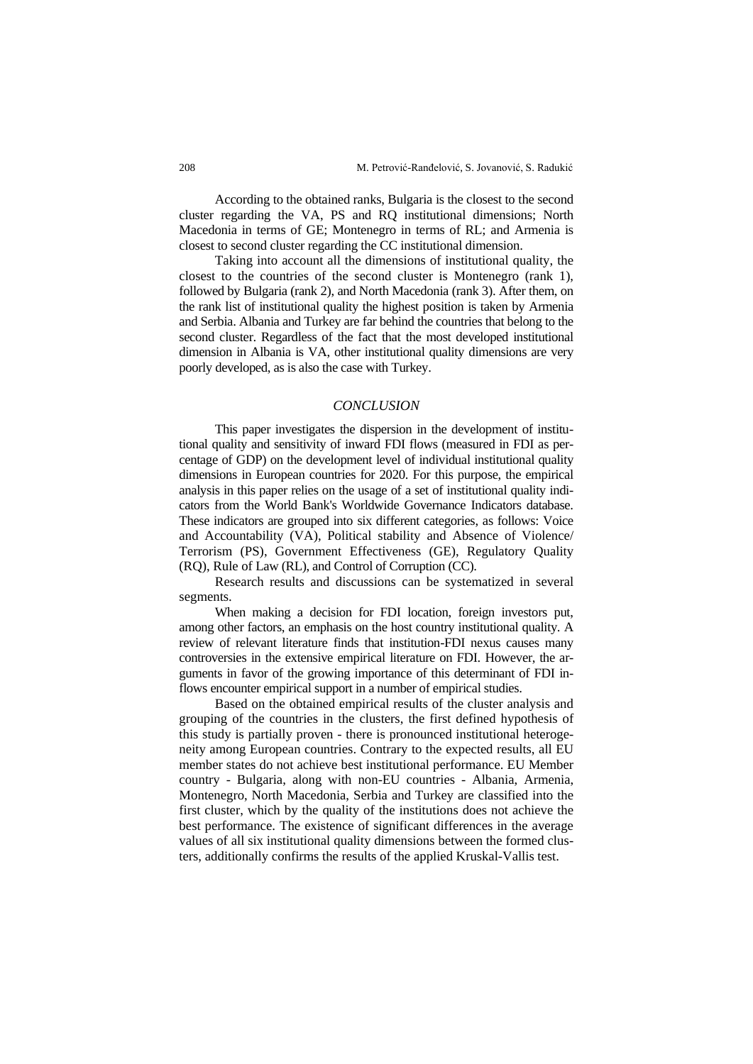According to the obtained ranks, Bulgaria is the closest to the second cluster regarding the VA, PS and RQ institutional dimensions; North Macedonia in terms of GE; Montenegro in terms of RL; and Armenia is closest to second cluster regarding the CC institutional dimension.

Taking into account all the dimensions of institutional quality, the closest to the countries of the second cluster is Montenegro (rank 1), followed by Bulgaria (rank 2), and North Macedonia (rank 3). After them, on the rank list of institutional quality the highest position is taken by Armenia and Serbia. Albania and Turkey are far behind the countries that belong to the second cluster. Regardless of the fact that the most developed institutional dimension in Albania is VA, other institutional quality dimensions are very poorly developed, as is also the case with Turkey.

## *CONCLUSION*

This paper investigates the dispersion in the development of institutional quality and sensitivity of inward FDI flows (measured in FDI as percentage of GDP) on the development level of individual institutional quality dimensions in European countries for 2020. For this purpose, the empirical analysis in this paper relies on the usage of a set of institutional quality indicators from the World Bank's Worldwide Governance Indicators database. These indicators are grouped into six different categories, as follows: Voice and Accountability (VA), Political stability and Absence of Violence/ Terrorism (PS), Government Effectiveness (GE), Regulatory Quality (RQ), Rule of Law (RL), and Control of Corruption (CC).

Research results and discussions can be systematized in several segments.

When making a decision for FDI location, foreign investors put, among other factors, an emphasis on the host country institutional quality. A review of relevant literature finds that institution-FDI nexus causes many controversies in the extensive empirical literature on FDI. However, the arguments in favor of the growing importance of this determinant of FDI inflows encounter empirical support in a number of empirical studies.

Based on the obtained empirical results of the cluster analysis and grouping of the countries in the clusters, the first defined hypothesis of this study is partially proven - there is pronounced institutional heterogeneity among European countries. Contrary to the expected results, all EU member states do not achieve best institutional performance. EU Member country - Bulgaria, along with non-EU countries - Albania, Armenia, Montenegro, North Macedonia, Serbia and Turkey are classified into the first cluster, which by the quality of the institutions does not achieve the best performance. The existence of significant differences in the average values of all six institutional quality dimensions between the formed clusters, additionally confirms the results of the applied Kruskal-Vallis test.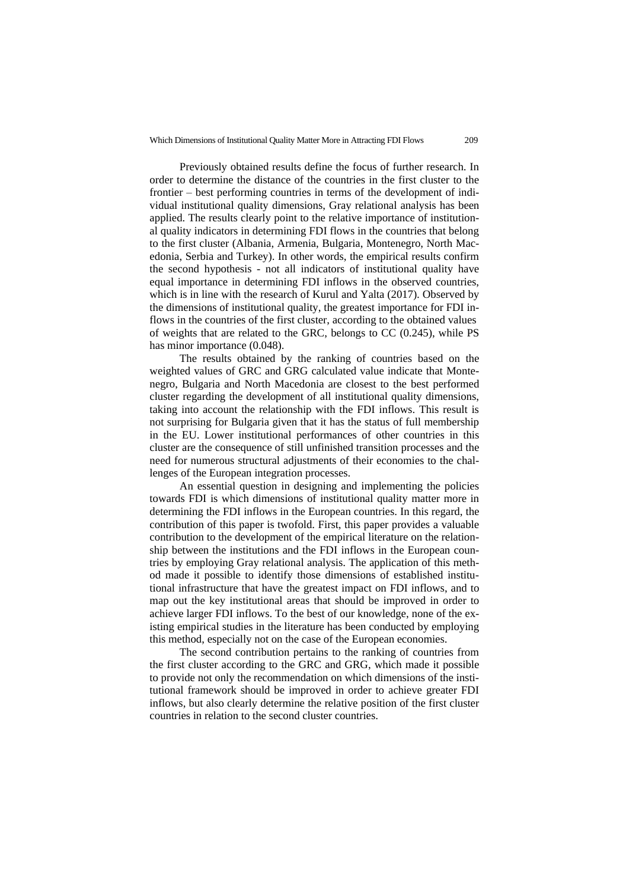Previously obtained results define the focus of further research. In order to determine the distance of the countries in the first cluster to the frontier – best performing countries in terms of the development of individual institutional quality dimensions, Gray relational analysis has been applied. The results clearly point to the relative importance of institutional quality indicators in determining FDI flows in the countries that belong to the first cluster (Albania, Armenia, Bulgaria, Montenegro, North Macedonia, Serbia and Turkey). In other words, the empirical results confirm the second hypothesis - not all indicators of institutional quality have equal importance in determining FDI inflows in the observed countries, which is in line with the research of Kurul and Yalta (2017). Observed by the dimensions of institutional quality, the greatest importance for FDI inflows in the countries of the first cluster, according to the obtained values of weights that are related to the GRC, belongs to CC (0.245), while PS has minor importance (0.048).

The results obtained by the ranking of countries based on the weighted values of GRC and GRG calculated value indicate that Montenegro, Bulgaria and North Macedonia are closest to the best performed cluster regarding the development of all institutional quality dimensions, taking into account the relationship with the FDI inflows. This result is not surprising for Bulgaria given that it has the status of full membership in the EU. Lower institutional performances of other countries in this cluster are the consequence of still unfinished transition processes and the need for numerous structural adjustments of their economies to the challenges of the European integration processes.

An essential question in designing and implementing the policies towards FDI is which dimensions of institutional quality matter more in determining the FDI inflows in the European countries. In this regard, the contribution of this paper is twofold. First, this paper provides a valuable contribution to the development of the empirical literature on the relationship between the institutions and the FDI inflows in the European countries by employing Gray relational analysis. The application of this method made it possible to identify those dimensions of established institutional infrastructure that have the greatest impact on FDI inflows, and to map out the key institutional areas that should be improved in order to achieve larger FDI inflows. To the best of our knowledge, none of the existing empirical studies in the literature has been conducted by employing this method, especially not on the case of the European economies.

The second contribution pertains to the ranking of countries from the first cluster according to the GRC and GRG, which made it possible to provide not only the recommendation on which dimensions of the institutional framework should be improved in order to achieve greater FDI inflows, but also clearly determine the relative position of the first cluster countries in relation to the second cluster countries.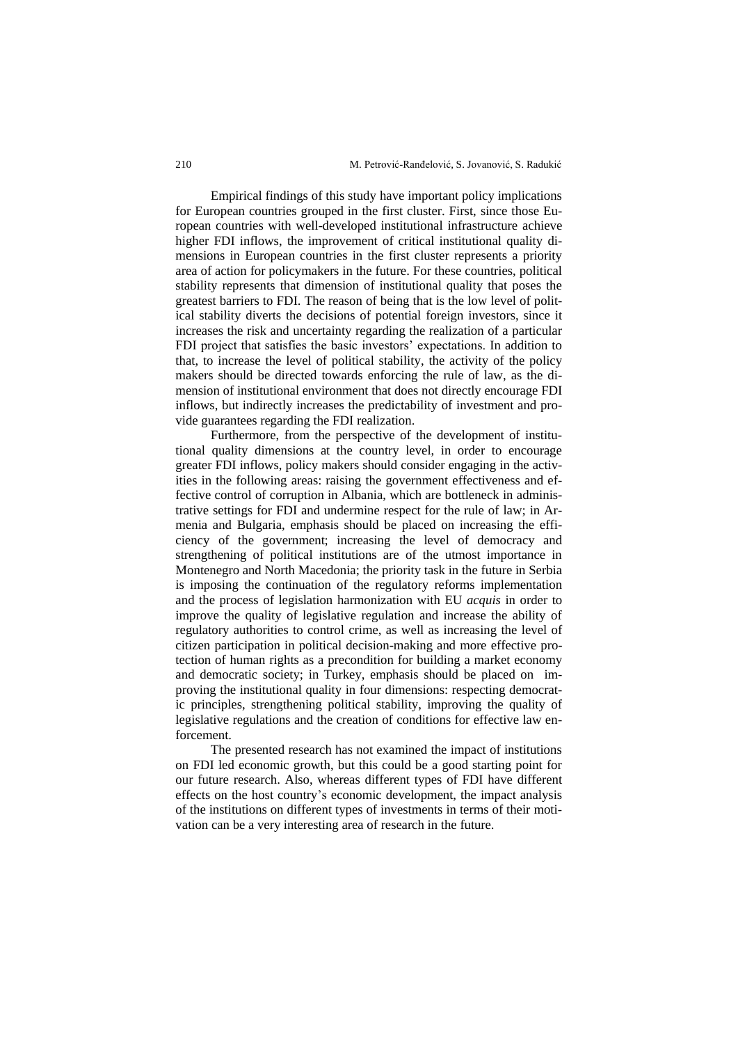Empirical findings of this study have important policy implications for European countries grouped in the first cluster. First, since those European countries with well-developed institutional infrastructure achieve higher FDI inflows, the improvement of critical institutional quality dimensions in European countries in the first cluster represents a priority area of action for policymakers in the future. For these countries, political stability represents that dimension of institutional quality that poses the greatest barriers to FDI. The reason of being that is the low level of political stability diverts the decisions of potential foreign investors, since it increases the risk and uncertainty regarding the realization of a particular FDI project that satisfies the basic investors' expectations. In addition to that, to increase the level of political stability, the activity of the policy makers should be directed towards enforcing the rule of law, as the dimension of institutional environment that does not directly encourage FDI inflows, but indirectly increases the predictability of investment and provide guarantees regarding the FDI realization.

Furthermore, from the perspective of the development of institutional quality dimensions at the country level, in order to encourage greater FDI inflows, policy makers should consider engaging in the activities in the following areas: raising the government effectiveness and effective control of corruption in Albania, which are bottleneck in administrative settings for FDI and undermine respect for the rule of law; in Armenia and Bulgaria, emphasis should be placed on increasing the efficiency of the government; increasing the level of democracy and strengthening of political institutions are of the utmost importance in Montenegro and North Macedonia; the priority task in the future in Serbia is imposing the continuation of the regulatory reforms implementation and the process of legislation harmonization with EU *acquis* in order to improve the quality of legislative regulation and increase the ability of regulatory authorities to control crime, as well as increasing the level of citizen participation in political decision-making and more effective protection of human rights as a precondition for building a market economy and democratic society; in Turkey, emphasis should be placed on improving the institutional quality in four dimensions: respecting democratic principles, strengthening political stability, improving the quality of legislative regulations and the creation of conditions for effective law enforcement.

The presented research has not examined the impact of institutions on FDI led economic growth, but this could be a good starting point for our future research. Also, whereas different types of FDI have different effects on the host country's economic development, the impact analysis of the institutions on different types of investments in terms of their motivation can be a very interesting area of research in the future.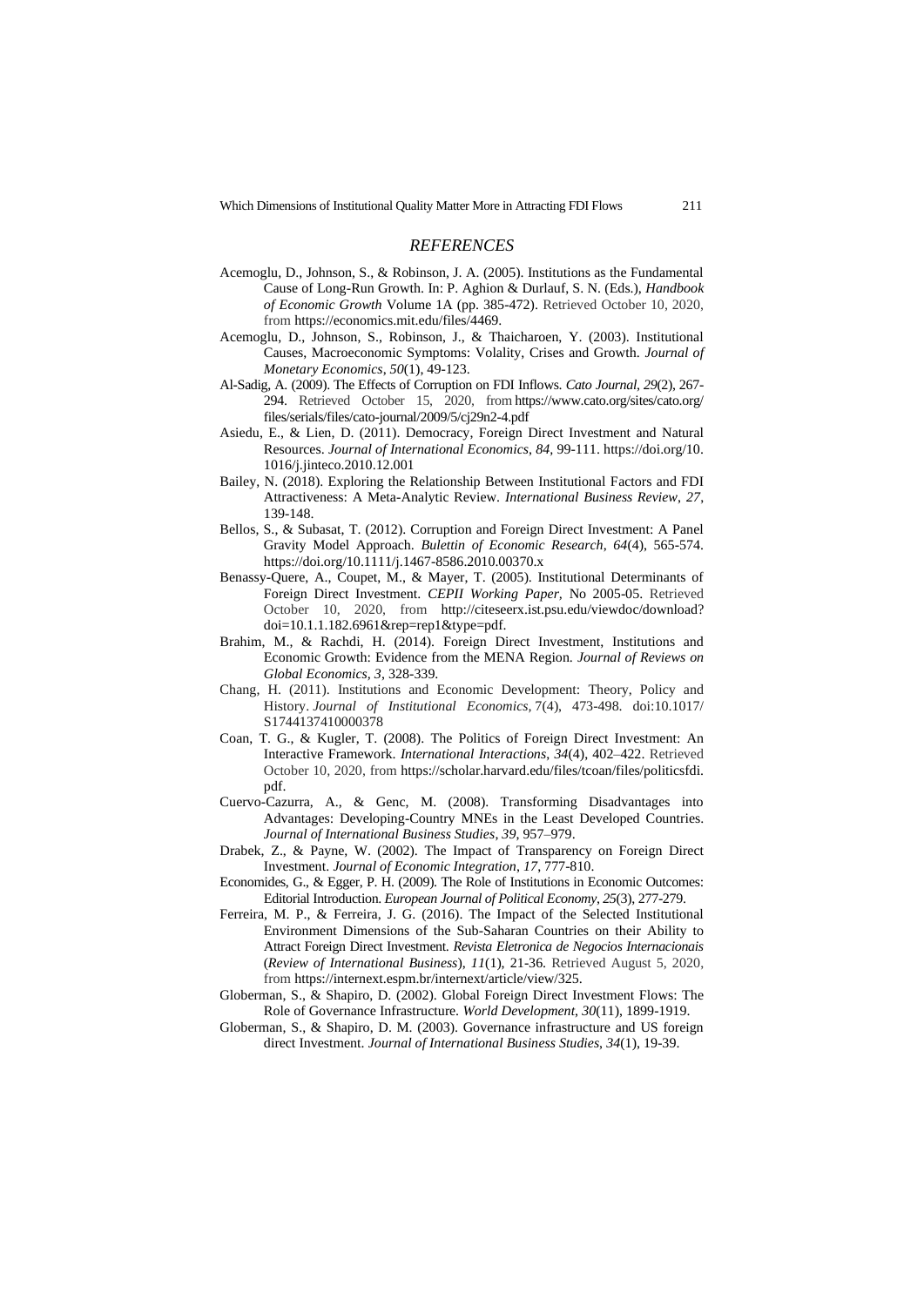## *REFERENCES*

Acemoglu, D., Johnson, S., & Robinson, J. A. (2005). Institutions as the Fundamental Cause of Long-Run Growth. In: P. Aghion & Durlauf, S. N. (Eds.), *Handbook of Economic Growth* Volume 1A (pp. 385-472). Retrieved October 10, 2020, from https://economics.mit.edu/files/4469.

Acemoglu, D., Johnson, S., Robinson, J., & Thaicharoen, Y. (2003). Institutional Causes, Macroeconomic Symptoms: Volality, Crises and Growth. *Journal of Monetary Economics*, *50*(1), 49-123.

Al-Sadig, A. (2009). The Effects of Corruption on FDI Inflows. *Cato Journal*, *29*(2), 267-294. Retrieved October 15, 2020, from https://www.cato.org/sites/cato.org/files/serials/files/cato-journal/2009/5/cj29n2-4.pdf

Asiedu, E., & Lien, D. (2011). Democracy, Foreign Direct Investment and Natural Resources. *Journal of International Economics*, *84*, 99-111. https://doi.org/10.1016/j.jinteco.2010.12.001

Bailey, N. (2018). Exploring the Relationship Between Institutional Factors and FDI Attractiveness: A Meta-Analytic Review. *International Business Review*, *27*, 139-148.

Bellos, S., & Subasat, T. (2012). Corruption and Foreign Direct Investment: A Panel Gravity Model Approach. *Bulettin of Economic Research*, *64*(4), 565-574. https://doi.org/10.1111/j.1467-8586.2010.00370.x

Benassy-Quere, A., Coupet, M., & Mayer, T. (2005). Institutional Determinants of Foreign Direct Investment. *CEPII Working Paper*, No 2005-05. Retrieved October 10, 2020, from http://citeseerx.ist.psu.edu/viewdoc/download?doi=10.1.1.182.6961&rep=rep1&type=pdf.

Brahim, M., & Rachdi, H. (2014). Foreign Direct Investment, Institutions and Economic Growth: Evidence from the MENA Region. *Journal of Reviews on Global Economics*, *3*, 328-339.

Chang, H. (2011). Institutions and Economic Development: Theory, Policy and History. *Journal of Institutional Economics*, 7(4), 473-498. doi:10.1017/S1744137410000378

Coan, T. G., & Kugler, T. (2008). The Politics of Foreign Direct Investment: An Interactive Framework. *International Interactions*, *34*(4), 402–422. Retrieved October 10, 2020, from https://scholar.harvard.edu/files/tcoan/files/politicsfdi.pdf.

Cuervo-Cazurra, A., & Genc, M. (2008). Transforming Disadvantages into Advantages: Developing-Country MNEs in the Least Developed Countries. *Journal of International Business Studies*, *39*, 957–979.

Drabek, Z., & Payne, W. (2002). The Impact of Transparency on Foreign Direct Investment. *Journal of Economic Integration*, *17*, 777-810.

Economides, G., & Egger, P. H. (2009). The Role of Institutions in Economic Outcomes: Editorial Introduction. *European Journal of Political Economy*, *25*(3), 277-279.

Ferreira, M. P., & Ferreira, J. G. (2016). The Impact of the Selected Institutional Environment Dimensions of the Sub-Saharan Countries on their Ability to Attract Foreign Direct Investment. *Revista Eletronica de Negocios Internacionais* (*Review of International Business*), *11*(1), 21-36. Retrieved August 5, 2020, from https://internext.espm.br/internext/article/view/325.

Globerman, S., & Shapiro, D. (2002). Global Foreign Direct Investment Flows: The Role of Governance Infrastructure. *World Development*, *30*(11), 1899-1919.

Globerman, S., & Shapiro, D. M. (2003). Governance infrastructure and US foreign direct Investment. *Journal of International Business Studies*, *34*(1), 19-39.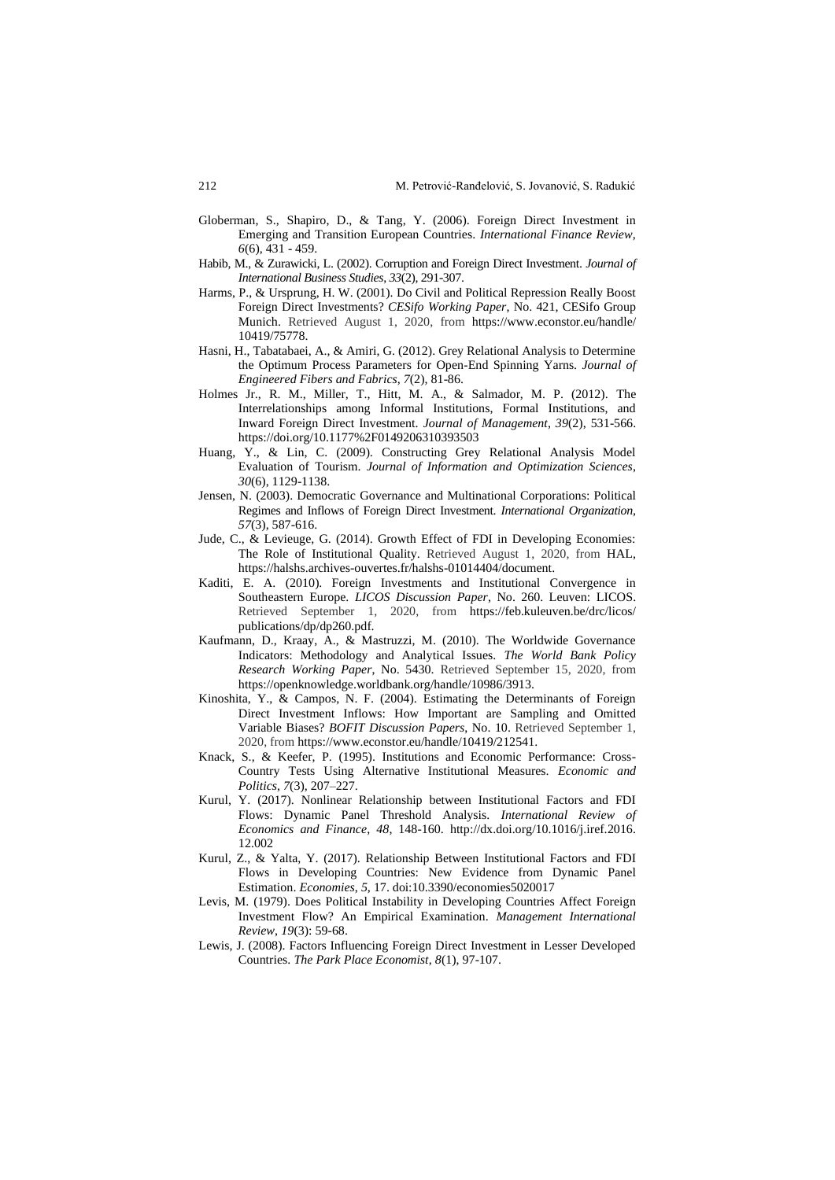Globerman, S., Shapiro, D., & Tang, Y. (2006). Foreign Direct Investment in Emerging and Transition European Countries. *International Finance Review*, *6*(6), 431 - 459.

Habib, M., & Zurawicki, L. (2002). Corruption and Foreign Direct Investment. *Journal of International Business Studies*, *33*(2), 291-307.

Harms, P., & Ursprung, H. W. (2001). Do Civil and Political Repression Really Boost Foreign Direct Investments? *CESifo Working Paper*, No. 421, CESifo Group Munich. Retrieved August 1, 2020, from https://www.econstor.eu/handle/10419/75778.

Hasni, H., Tabatabaei, A., & Amiri, G. (2012). Grey Relational Analysis to Determine the Optimum Process Parameters for Open-End Spinning Yarns. *Journal of Engineered Fibers and Fabrics*, *7*(2), 81-86.

Holmes Jr., R. M., Miller, T., Hitt, M. A., & Salmador, M. P. (2012). The Interrelationships among Informal Institutions, Formal Institutions, and Inward Foreign Direct Investment. *Journal of Management*, *39*(2), 531-566. https://doi.org/10.1177%2F0149206310393503

Huang, Y., & Lin, C. (2009). Constructing Grey Relational Analysis Model Evaluation of Tourism. *Journal of Information and Optimization Sciences*, *30*(6), 1129-1138.

Jensen, N. (2003). Democratic Governance and Multinational Corporations: Political Regimes and Inflows of Foreign Direct Investment. *International Organization*, *57*(3), 587-616.

Jude, C., & Levieuge, G. (2014). Growth Effect of FDI in Developing Economies: The Role of Institutional Quality. Retrieved August 1, 2020, from HAL, https://halshs.archives-ouvertes.fr/halshs-01014404/document.

Kaditi, E. A. (2010). Foreign Investments and Institutional Convergence in Southeastern Europe. *LICOS Discussion Paper*, No. 260. Leuven: LICOS. Retrieved September 1, 2020, from https://feb.kuleuven.be/drc/licos/publications/dp/dp260.pdf.

Kaufmann, D., Kraay, A., & Mastruzzi, M. (2010). The Worldwide Governance Indicators: Methodology and Analytical Issues. *The World Bank Policy Research Working Paper*, No. 5430. Retrieved September 15, 2020, from https://openknowledge.worldbank.org/handle/10986/3913.

Kinoshita, Y., & Campos, N. F. (2004). Estimating the Determinants of Foreign Direct Investment Inflows: How Important are Sampling and Omitted Variable Biases? *BOFIT Discussion Papers*, No. 10. Retrieved September 1, 2020, from https://www.econstor.eu/handle/10419/212541.

Knack, S., & Keefer, P. (1995). Institutions and Economic Performance: Cross-Country Tests Using Alternative Institutional Measures. *Economic and Politics*, *7*(3), 207–227.

Kurul, Y. (2017). Nonlinear Relationship between Institutional Factors and FDI Flows: Dynamic Panel Threshold Analysis. *International Review of Economics and Finance*, *48*, 148-160. http://dx.doi.org/10.1016/j.iref.2016.12.002

Kurul, Z., & Yalta, Y. (2017). Relationship Between Institutional Factors and FDI Flows in Developing Countries: New Evidence from Dynamic Panel Estimation. *Economies*, *5*, 17. doi:10.3390/economies5020017

Levis, M. (1979). Does Political Instability in Developing Countries Affect Foreign Investment Flow? An Empirical Examination. *Management International Review*, *19*(3): 59-68.

Lewis, J. (2008). Factors Influencing Foreign Direct Investment in Lesser Developed Countries. *The Park Place Economist*, *8*(1), 97-107.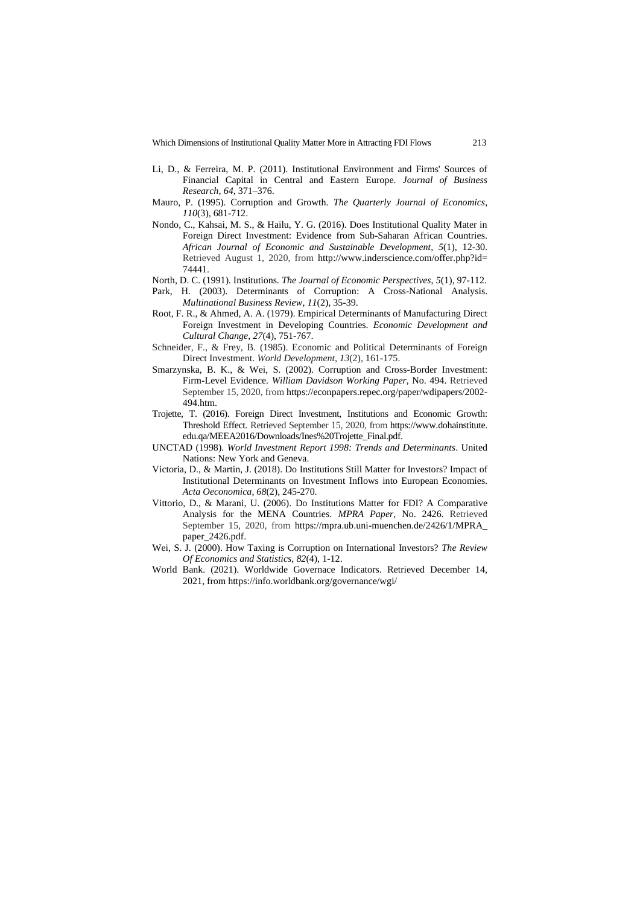Li, D., & Ferreira, M. P. (2011). Institutional Environment and Firms' Sources of Financial Capital in Central and Eastern Europe. *Journal of Business Research*, *64*, 371–376.

Mauro, P. (1995). Corruption and Growth. *The Quarterly Journal of Economics*, *110*(3), 681-712.

Nondo, C., Kahsai, M. S., & Hailu, Y. G. (2016). Does Institutional Quality Mater in Foreign Direct Investment: Evidence from Sub-Saharan African Countries. *African Journal of Economic and Sustainable Development*, *5*(1), 12-30. Retrieved August 1, 2020, from http://www.inderscience.com/offer.php?id= 74441.

North, D. C. (1991). Institutions. *The Journal of Economic Perspectives*, *5*(1), 97-112.

Park, H. (2003). Determinants of Corruption: A Cross-National Analysis. *Multinational Business Review*, *11*(2), 35-39.

Root, F. R., & Ahmed, A. A. (1979). Empirical Determinants of Manufacturing Direct Foreign Investment in Developing Countries. *Economic Development and Cultural Change*, *27*(4), 751-767.

Schneider, F., & Frey, B. (1985). Economic and Political Determinants of Foreign Direct Investment. *World Development*, *13*(2), 161-175.

Smarzynska, B. K., & Wei, S. (2002). Corruption and Cross-Border Investment: Firm-Level Evidence. *William Davidson Working Paper*, No. 494. Retrieved September 15, 2020, from https://econpapers.repec.org/paper/wdipapers/2002-494.htm.

Trojette, T. (2016). Foreign Direct Investment, Institutions and Economic Growth: Threshold Effect. Retrieved September 15, 2020, from https://www.dohainstitute.edu.qa/MEEA2016/Downloads/Ines%20Trojette_Final.pdf.

UNCTAD (1998). *World Investment Report 1998: Trends and Determinants*. United Nations: New York and Geneva.

Victoria, D., & Martin, J. (2018). Do Institutions Still Matter for Investors? Impact of Institutional Determinants on Investment Inflows into European Economies. *Acta Oeconomica*, *68*(2), 245-270.

Vittorio, D., & Marani, U. (2006). Do Institutions Matter for FDI? A Comparative Analysis for the MENA Countries. *MPRA Paper*, No. 2426. Retrieved September 15, 2020, from https://mpra.ub.uni-muenchen.de/2426/1/MPRA_paper_2426.pdf.

Wei, S. J. (2000). How Taxing is Corruption on International Investors? *The Review Of Economics and Statistics*, *82*(4), 1-12.

World Bank. (2021). Worldwide Governace Indicators. Retrieved December 14, 2021, from https://info.worldbank.org/governance/wgi/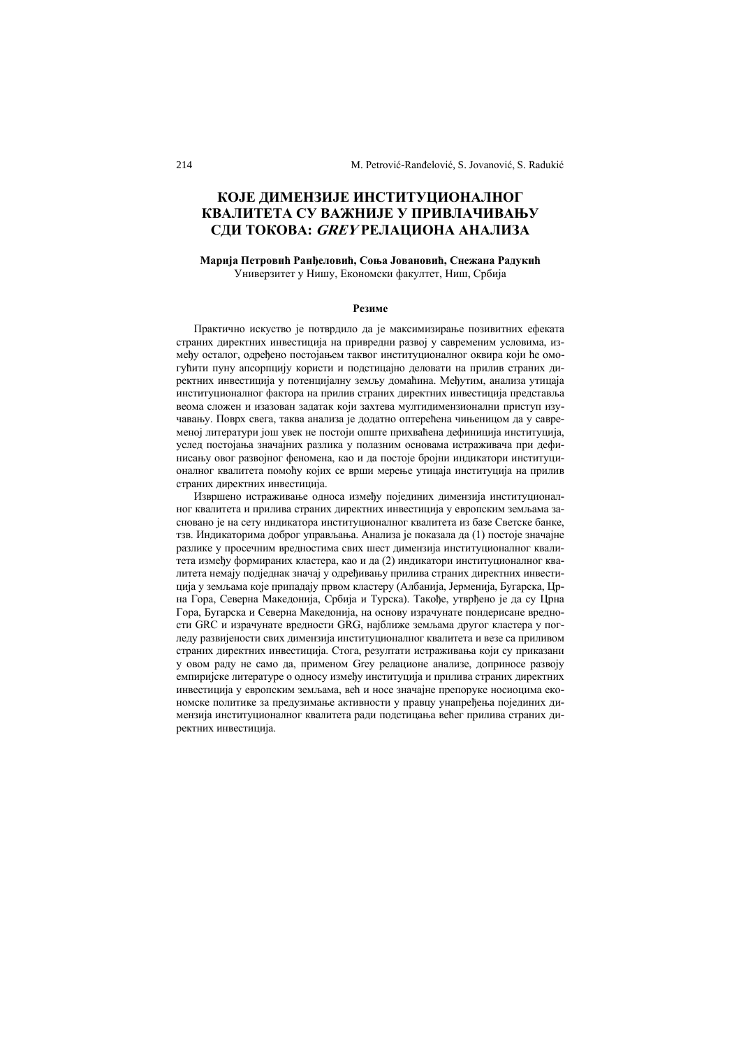# КОЈЕ ДИМЕНЗИЈЕ ИНСТИТУЦИОНАЛНОГ КВАЛИТЕТА СУ ВАЖНИЈЕ У ПРИВЛАЧИВАЊУ СДИ ТОКОВА: *GREY* РЕЛАЦИОНА АНАЛИЗА

**Марија Петровић Ранђеловић, Соња Јовановић, Снежана Радукић**
Универзитет у Нишу, Економски факултет, Ниш, Србија

### Резиме

Практично искуство је потврдило да је максимизирање позивитних ефеката страних директних инвестиција на привредни развој у савременим условима, између осталог, одређено постојањем таквог институционалног оквира који ће омогућити пуну апсорпцију користи и подстицајно деловати на прилив страних директних инвестиција у потенцијалну земљу домаћина. Међутим, анализа утицаја институционалног фактора на прилив страних директних инвестиција представља веома сложен и изазован задатак који захтева мултидимензионални приступ изучавању. Поврх свега, таква анализа је додатно оптерећена чињеницом да у савременој литератури још увек не постоји опште прихваћена дефиниција институција, услед постојања значајних разлика у полазним основама истраживача при дефинисању овог развојног феномена, као и да постоје бројни индикатори институционалног квалитета помоћу којих се врши мерење утицаја институција на прилив страних директних инвестиција.

Извршено истраживање односа између појединих димензија институционалног квалитета и прилива страних директних инвестиција у европским земљама засновано је на сету индикатора институционалног квалитета из базе Светске банке, тзв. Индикаторима доброг управљања. Анализа је показала да (1) постоје значајне разлике у просечним вредностима свих шест димензија институционалног квалитета између формираних кластера, као и да (2) индикатори институционалног квалитета немају подједнак значај у одређивању прилива страних директних инвестиција у земљама које припадају првом кластеру (Албанија, Јерменија, Бугарска, Црна Гора, Северна Македонија, Србија и Турска). Такође, утврђено је да су Црна Гора, Бугарска и Северна Македонија, на основу израчунате пондерисане вредности GRC и израчунате вредности GRG, најближе земљама другог кластера у погледу развијености свих димензија институционалног квалитета и везе са приливом страних директних инвестиција. Стога, резултати истраживања који су приказани у овом раду не само да, применом Grey релационе анализе, доприносе развоју емпиријске литературе о односу између институција и прилива страних директних инвестиција у европским земљама, већ и носе значајне препоруке носиоцима економске политике за предузимање активности у правцу унапређења појединих димензија институционалног квалитета ради подстицања већег прилива страних директних инвестиција.